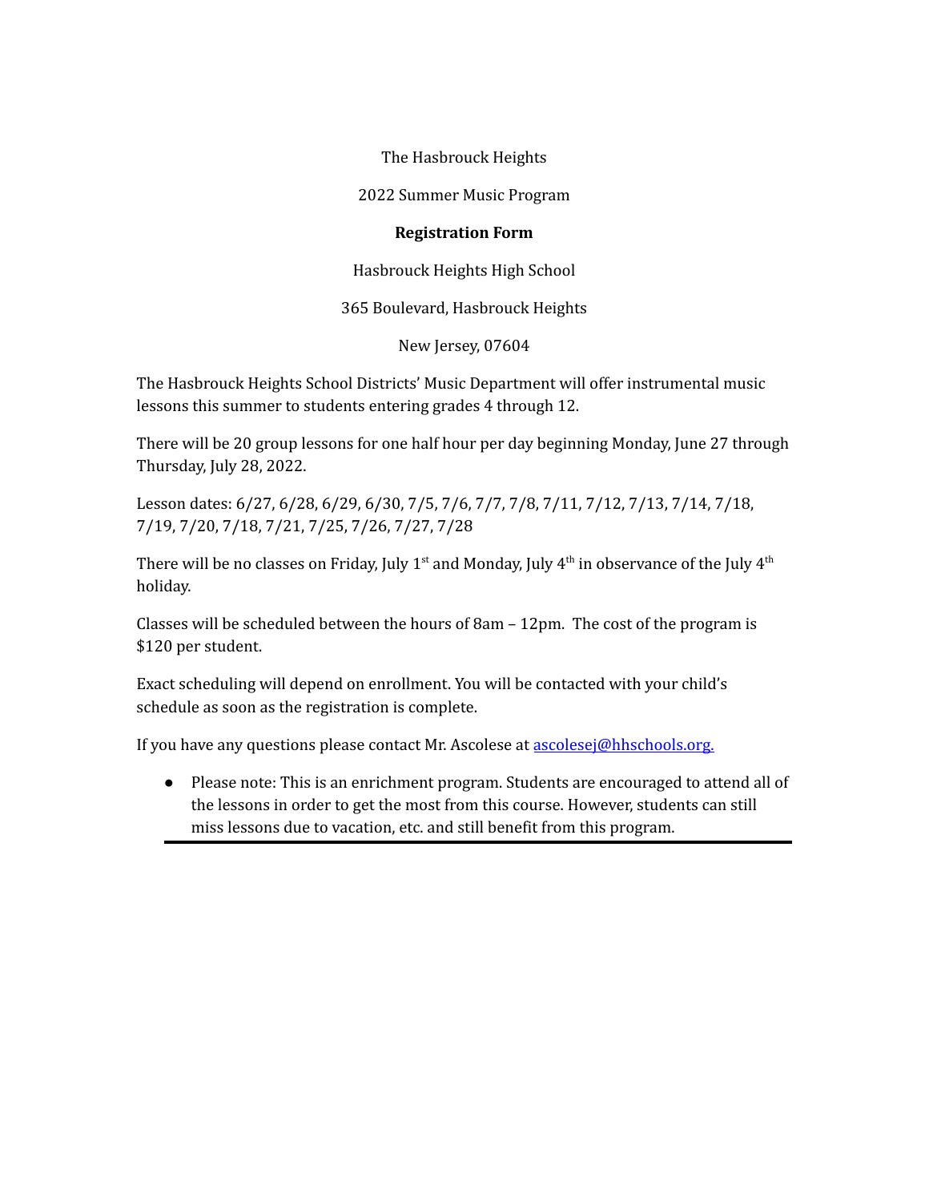The Hasbrouck Heights

2022 Summer Music Program

**Registration Form**

Hasbrouck Heights High School

365 Boulevard, Hasbrouck Heights

New Jersey, 07604

The Hasbrouck Heights School Districts' Music Department will offer instrumental music lessons this summer to students entering grades 4 through 12.

There will be 20 group lessons for one half hour per day beginning Monday, June 27 through Thursday, July 28, 2022.

Lesson dates: 6/27, 6/28, 6/29, 6/30, 7/5, 7/6, 7/7, 7/8, 7/11, 7/12, 7/13, 7/14, 7/18, 7/19, 7/20, 7/18, 7/21, 7/25, 7/26, 7/27, 7/28

There will be no classes on Friday, July 1st and Monday, July 4th in observance of the July 4th holiday.

Classes will be scheduled between the hours of 8am – 12pm. The cost of the program is $120 per student.

Exact scheduling will depend on enrollment. You will be contacted with your child's schedule as soon as the registration is complete.

If you have any questions please contact Mr. Ascolese at [ascolesej@hhschools.org.](mailto:ascolesej@hhschools.org)

- Please note: This is an enrichment program. Students are encouraged to attend all of the lessons in order to get the most from this course. However, students can still miss lessons due to vacation, etc. and still benefit from this program.

---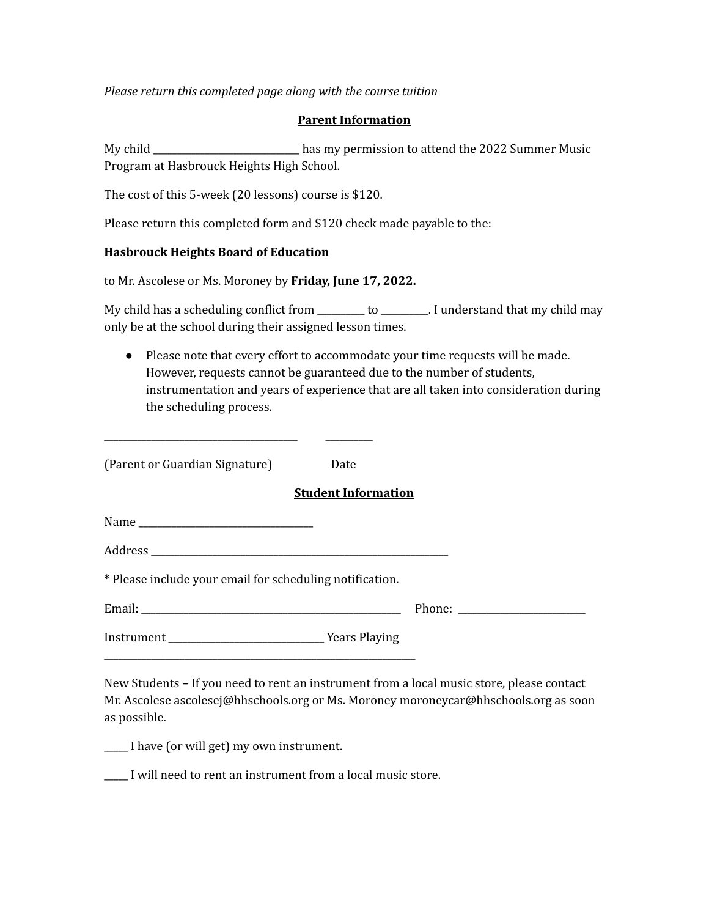*Please return this completed page along with the course tuition*

## Parent Information

My child ____________________________ has my permission to attend the 2022 Summer Music Program at Hasbrouck Heights High School.

The cost of this 5-week (20 lessons) course is $120.

Please return this completed form and $120 check made payable to the:

**Hasbrouck Heights Board of Education**

to Mr. Ascolese or Ms. Moroney by **Friday, June 17, 2022.**

My child has a scheduling conflict from _________ to _________. I understand that my child may only be at the school during their assigned lesson times.

- Please note that every effort to accommodate your time requests will be made. However, requests cannot be guaranteed due to the number of students, instrumentation and years of experience that are all taken into consideration during the scheduling process.

_____________________________________ _________

(Parent or Guardian Signature) Date

## Student Information

Name _________________________________

Address _________________________________________________________

\* Please include your email for scheduling notification.

Email: __________________________________________________ Phone: ________________________

Instrument ______________________________ Years Playing ____________________________________________________________

New Students – If you need to rent an instrument from a local music store, please contact Mr. Ascolese ascolesej@hhschools.org or Ms. Moroney moroneycar@hhschools.org as soon as possible.

____ I have (or will get) my own instrument.

____ I will need to rent an instrument from a local music store.